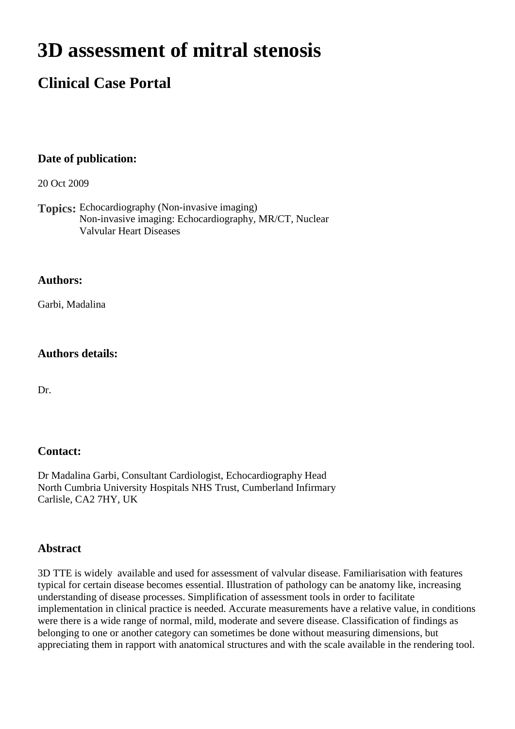# 3D assessment of mitral stenosis

## Clinical Case Portal

### Date of publication:

20 Oct 2009

**Topics:** Echocardiography (Non-invasive imaging)
Non-invasive imaging: Echocardiography, MR/CT, Nuclear
Valvular Heart Diseases

### Authors:

Garbi, Madalina

### Authors details:

Dr.

### Contact:

Dr Madalina Garbi, Consultant Cardiologist, Echocardiography Head
North Cumbria University Hospitals NHS Trust, Cumberland Infirmary
Carlisle, CA2 7HY, UK

### Abstract

3D TTE is widely available and used for assessment of valvular disease. Familiarisation with features typical for certain disease becomes essential. Illustration of pathology can be anatomy like, increasing understanding of disease processes. Simplification of assessment tools in order to facilitate implementation in clinical practice is needed. Accurate measurements have a relative value, in conditions were there is a wide range of normal, mild, moderate and severe disease. Classification of findings as belonging to one or another category can sometimes be done without measuring dimensions, but appreciating them in rapport with anatomical structures and with the scale available in the rendering tool.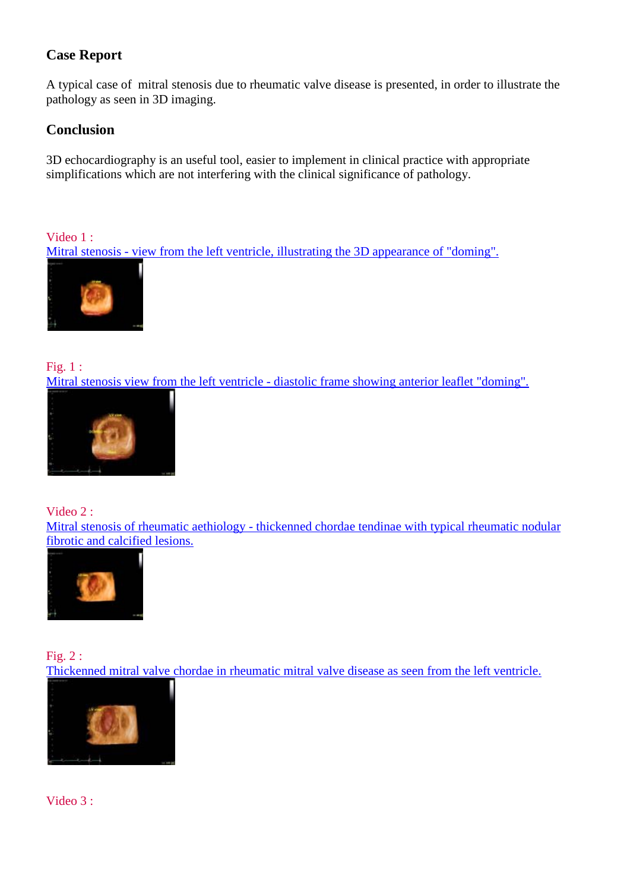## Case Report

A typical case of mitral stenosis due to rheumatic valve disease is presented, in order to illustrate the pathology as seen in 3D imaging.

## Conclusion

3D echocardiography is an useful tool, easier to implement in clinical practice with appropriate simplifications which are not interfering with the clinical significance of pathology.

Video 1 :
Mitral stenosis - view from the left ventricle, illustrating the 3D appearance of "doming".

Fig. 1 :
Mitral stenosis view from the left ventricle - diastolic frame showing anterior leaflet "doming".

Video 2 :
Mitral stenosis of rheumatic aethiology - thickenned chordae tendinae with typical rheumatic nodular fibrotic and calcified lesions.

Fig. 2 :
Thickenned mitral valve chordae in rheumatic mitral valve disease as seen from the left ventricle.

Video 3 :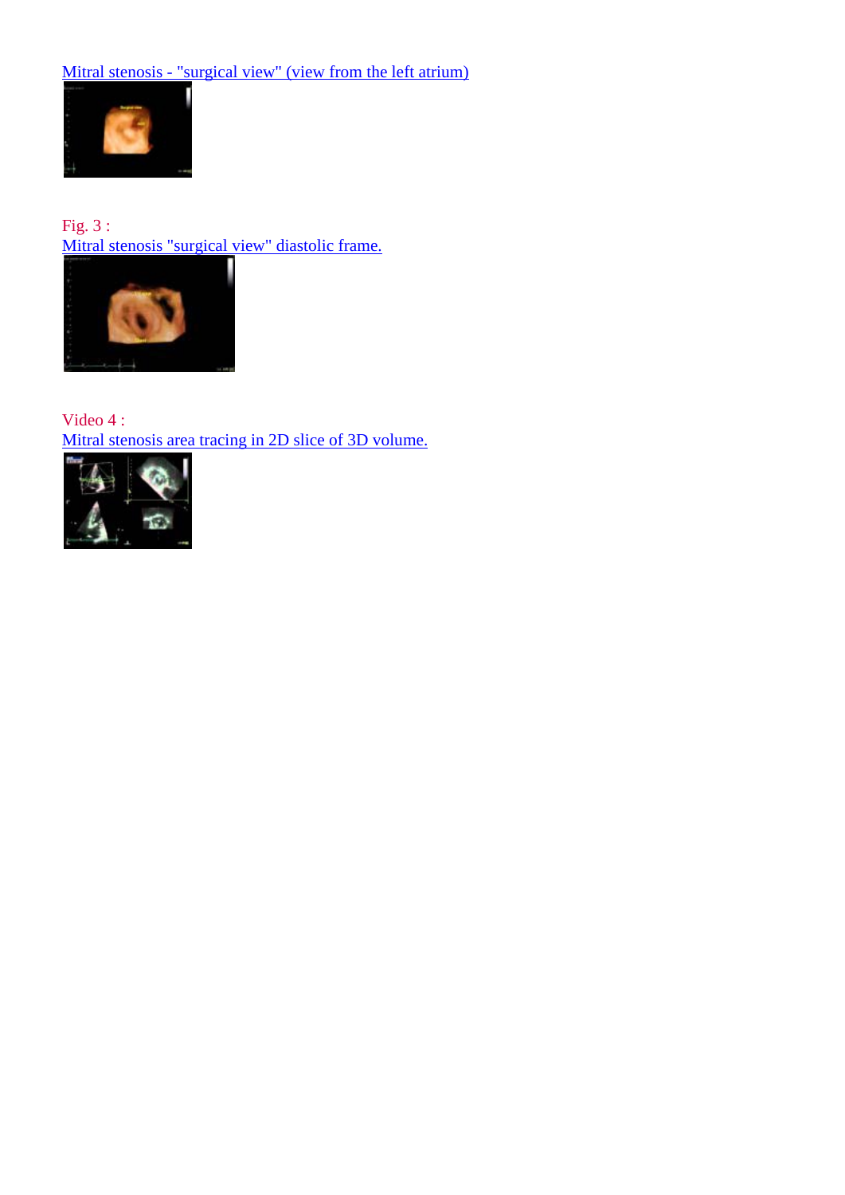Mitral stenosis - "surgical view" (view from the left atrium)

Fig. 3 :

Mitral stenosis "surgical view" diastolic frame.

Video 4 :

Mitral stenosis area tracing in 2D slice of 3D volume.